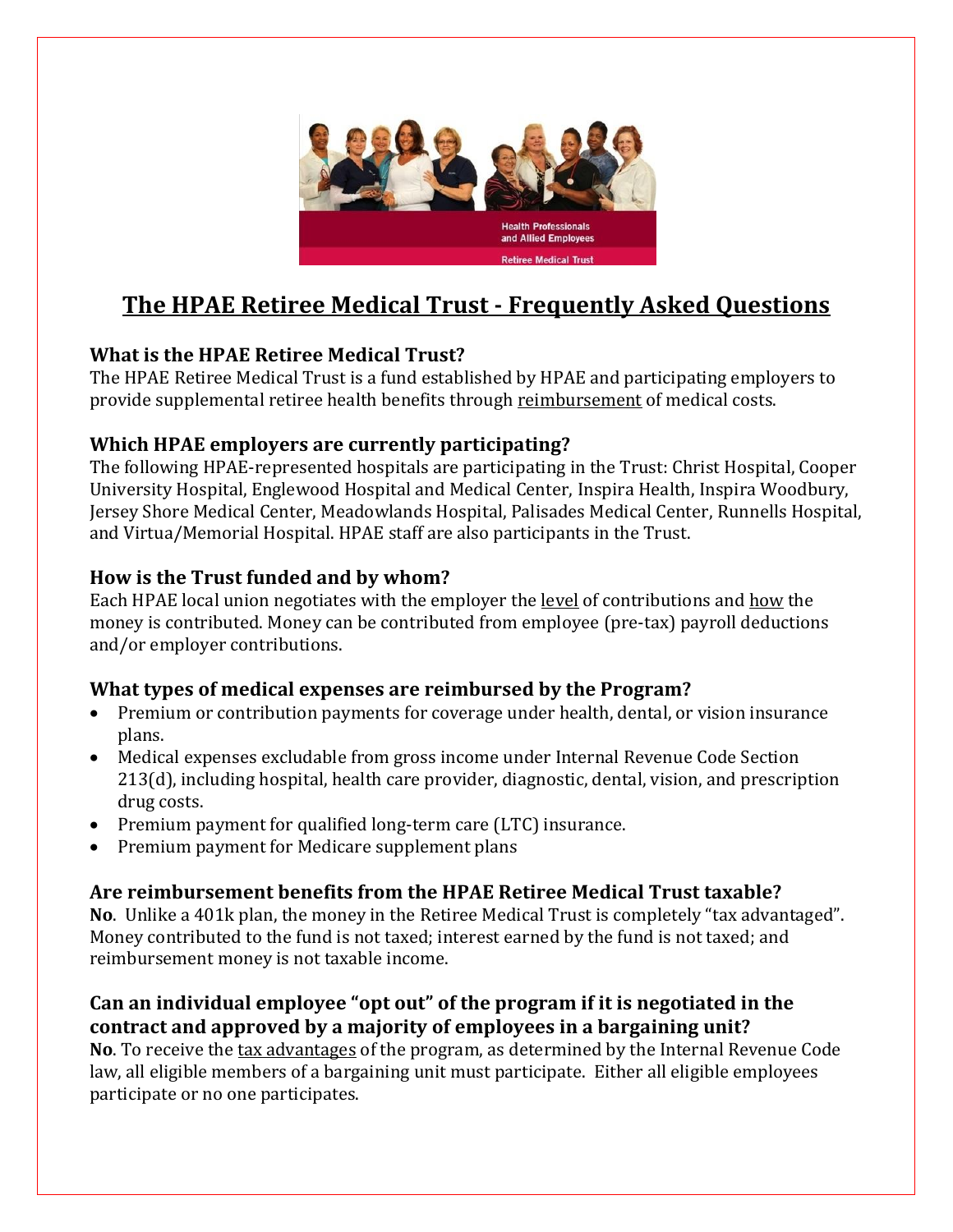# The HPAE Retiree Medical Trust - Frequently Asked Questions

### What is the HPAE Retiree Medical Trust?

The HPAE Retiree Medical Trust is a fund established by HPAE and participating employers to provide supplemental retiree health benefits through reimbursement of medical costs.

### Which HPAE employers are currently participating?

The following HPAE-represented hospitals are participating in the Trust: Christ Hospital, Cooper University Hospital, Englewood Hospital and Medical Center, Inspira Health, Inspira Woodbury, Jersey Shore Medical Center, Meadowlands Hospital, Palisades Medical Center, Runnells Hospital, and Virtua/Memorial Hospital. HPAE staff are also participants in the Trust.

### How is the Trust funded and by whom?

Each HPAE local union negotiates with the employer the level of contributions and how the money is contributed. Money can be contributed from employee (pre-tax) payroll deductions and/or employer contributions.

### What types of medical expenses are reimbursed by the Program?

- Premium or contribution payments for coverage under health, dental, or vision insurance plans.
- Medical expenses excludable from gross income under Internal Revenue Code Section 213(d), including hospital, health care provider, diagnostic, dental, vision, and prescription drug costs.
- Premium payment for qualified long-term care (LTC) insurance.
- Premium payment for Medicare supplement plans

### Are reimbursement benefits from the HPAE Retiree Medical Trust taxable?

**No**. Unlike a 401k plan, the money in the Retiree Medical Trust is completely "tax advantaged". Money contributed to the fund is not taxed; interest earned by the fund is not taxed; and reimbursement money is not taxable income.

### Can an individual employee "opt out" of the program if it is negotiated in the contract and approved by a majority of employees in a bargaining unit?

**No**. To receive the tax advantages of the program, as determined by the Internal Revenue Code law, all eligible members of a bargaining unit must participate. Either all eligible employees participate or no one participates.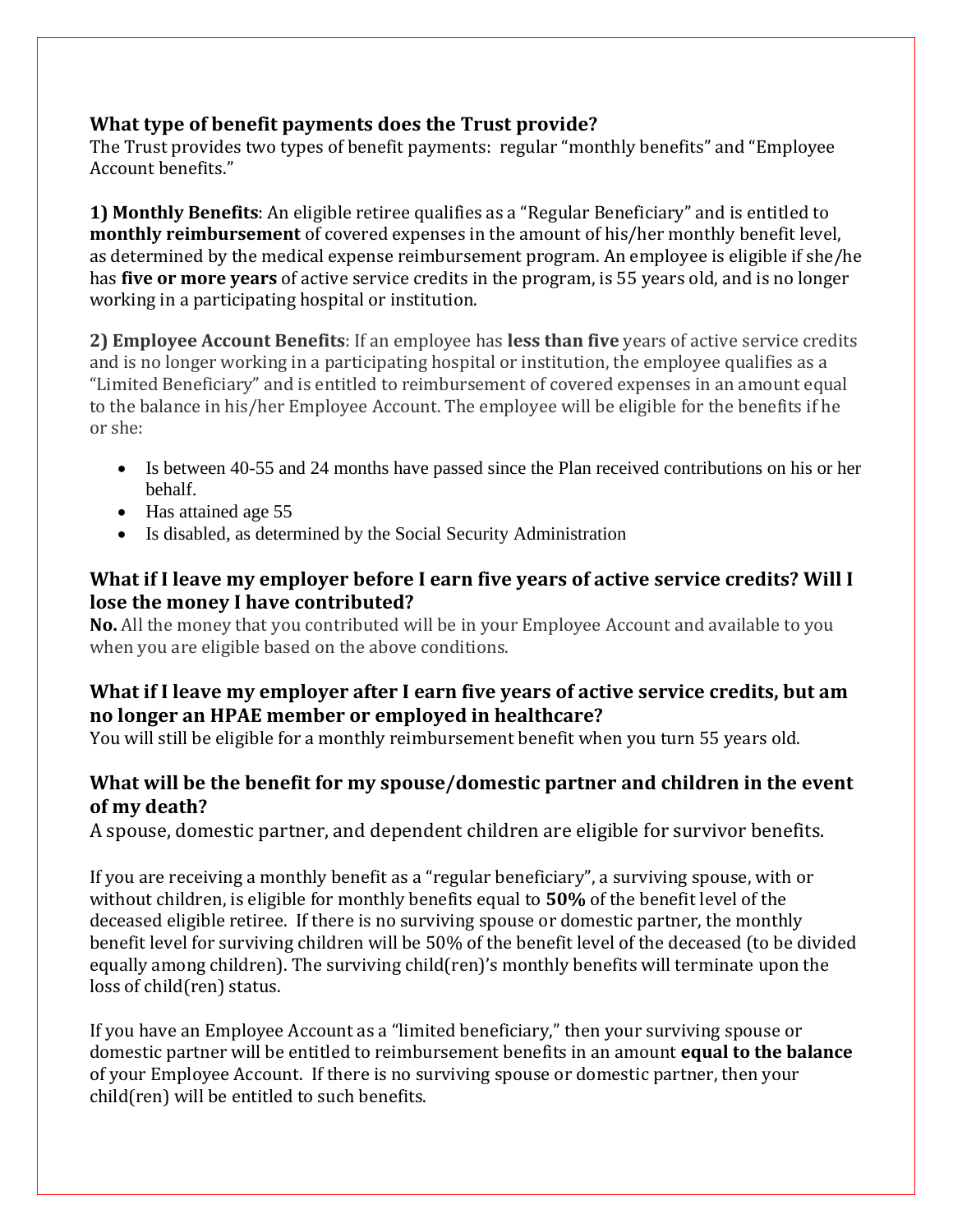### What type of benefit payments does the Trust provide?

The Trust provides two types of benefit payments: regular "monthly benefits" and "Employee Account benefits."

**1) Monthly Benefits**: An eligible retiree qualifies as a "Regular Beneficiary" and is entitled to **monthly reimbursement** of covered expenses in the amount of his/her monthly benefit level, as determined by the medical expense reimbursement program. An employee is eligible if she/he has **five or more years** of active service credits in the program, is 55 years old, and is no longer working in a participating hospital or institution.

**2) Employee Account Benefits**: If an employee has **less than five** years of active service credits and is no longer working in a participating hospital or institution, the employee qualifies as a "Limited Beneficiary" and is entitled to reimbursement of covered expenses in an amount equal to the balance in his/her Employee Account. The employee will be eligible for the benefits if he or she:

- Is between 40-55 and 24 months have passed since the Plan received contributions on his or her behalf.
- Has attained age 55
- Is disabled, as determined by the Social Security Administration

### What if I leave my employer before I earn five years of active service credits? Will I lose the money I have contributed?

**No.** All the money that you contributed will be in your Employee Account and available to you when you are eligible based on the above conditions.

### What if I leave my employer after I earn five years of active service credits, but am no longer an HPAE member or employed in healthcare?

You will still be eligible for a monthly reimbursement benefit when you turn 55 years old.

### What will be the benefit for my spouse/domestic partner and children in the event of my death?

A spouse, domestic partner, and dependent children are eligible for survivor benefits.

If you are receiving a monthly benefit as a "regular beneficiary", a surviving spouse, with or without children, is eligible for monthly benefits equal to **50%** of the benefit level of the deceased eligible retiree. If there is no surviving spouse or domestic partner, the monthly benefit level for surviving children will be 50% of the benefit level of the deceased (to be divided equally among children). The surviving child(ren)'s monthly benefits will terminate upon the loss of child(ren) status.

If you have an Employee Account as a "limited beneficiary," then your surviving spouse or domestic partner will be entitled to reimbursement benefits in an amount **equal to the balance** of your Employee Account. If there is no surviving spouse or domestic partner, then your child(ren) will be entitled to such benefits.